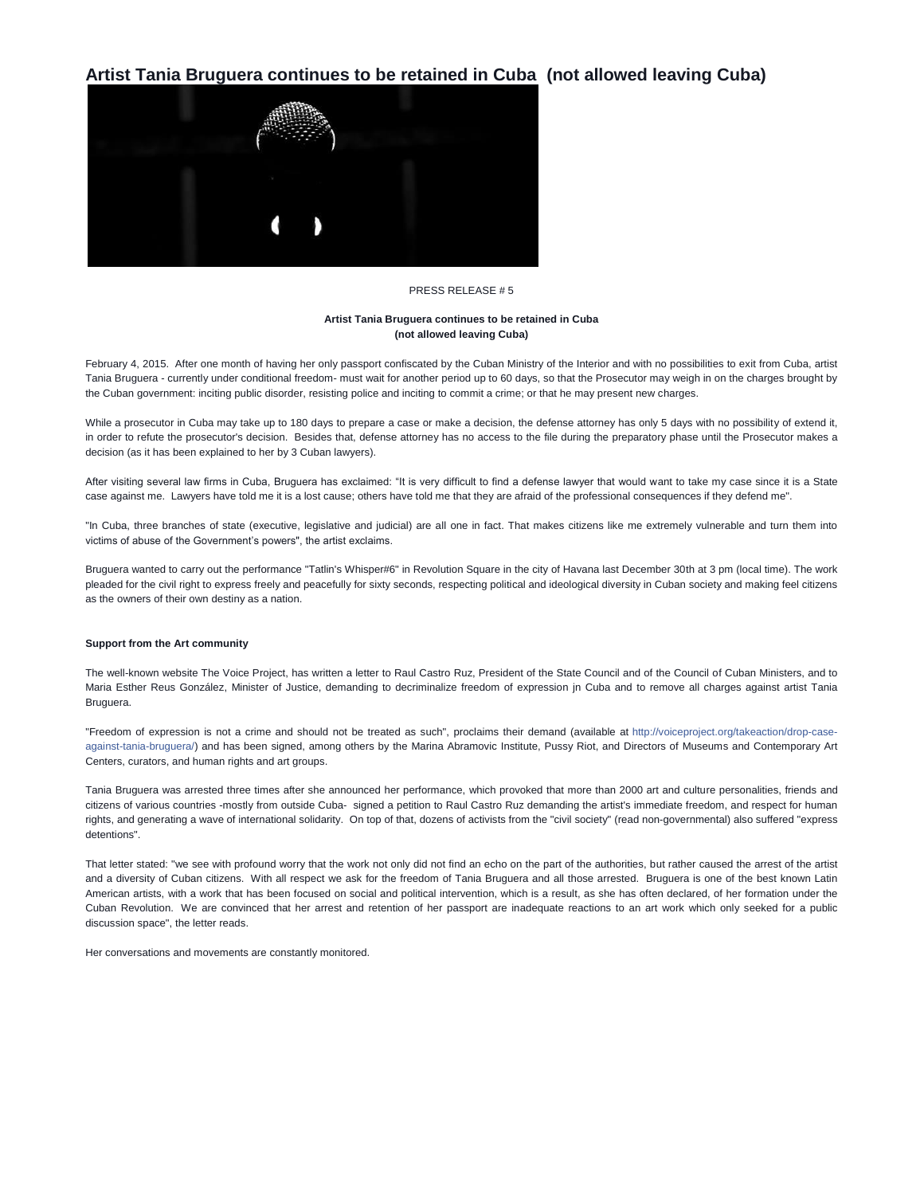# Artist Tania Bruguera continues to be retained in Cuba (not allowed leaving Cuba)

PRESS RELEASE # 5

**Artist Tania Bruguera continues to be retained in Cuba**
**(not allowed leaving Cuba)**

February 4, 2015. After one month of having her only passport confiscated by the Cuban Ministry of the Interior and with no possibilities to exit from Cuba, artist Tania Bruguera - currently under conditional freedom- must wait for another period up to 60 days, so that the Prosecutor may weigh in on the charges brought by the Cuban government: inciting public disorder, resisting police and inciting to commit a crime; or that he may present new charges.

While a prosecutor in Cuba may take up to 180 days to prepare a case or make a decision, the defense attorney has only 5 days with no possibility of extend it, in order to refute the prosecutor's decision. Besides that, defense attorney has no access to the file during the preparatory phase until the Prosecutor makes a decision (as it has been explained to her by 3 Cuban lawyers).

After visiting several law firms in Cuba, Bruguera has exclaimed: "It is very difficult to find a defense lawyer that would want to take my case since it is a State case against me. Lawyers have told me it is a lost cause; others have told me that they are afraid of the professional consequences if they defend me".

"In Cuba, three branches of state (executive, legislative and judicial) are all one in fact. That makes citizens like me extremely vulnerable and turn them into victims of abuse of the Government's powers", the artist exclaims.

Bruguera wanted to carry out the performance "Tatlin's Whisper#6" in Revolution Square in the city of Havana last December 30th at 3 pm (local time). The work pleaded for the civil right to express freely and peacefully for sixty seconds, respecting political and ideological diversity in Cuban society and making feel citizens as the owners of their own destiny as a nation.

**Support from the Art community**

The well-known website The Voice Project, has written a letter to Raul Castro Ruz, President of the State Council and of the Council of Cuban Ministers, and to Maria Esther Reus González, Minister of Justice, demanding to decriminalize freedom of expression jn Cuba and to remove all charges against artist Tania Bruguera.

"Freedom of expression is not a crime and should not be treated as such", proclaims their demand (available at http://voiceproject.org/takeaction/drop-case-against-tania-bruguera/) and has been signed, among others by the Marina Abramovic Institute, Pussy Riot, and Directors of Museums and Contemporary Art Centers, curators, and human rights and art groups.

Tania Bruguera was arrested three times after she announced her performance, which provoked that more than 2000 art and culture personalities, friends and citizens of various countries -mostly from outside Cuba- signed a petition to Raul Castro Ruz demanding the artist's immediate freedom, and respect for human rights, and generating a wave of international solidarity. On top of that, dozens of activists from the "civil society" (read non-governmental) also suffered "express detentions".

That letter stated: "we see with profound worry that the work not only did not find an echo on the part of the authorities, but rather caused the arrest of the artist and a diversity of Cuban citizens. With all respect we ask for the freedom of Tania Bruguera and all those arrested. Bruguera is one of the best known Latin American artists, with a work that has been focused on social and political intervention, which is a result, as she has often declared, of her formation under the Cuban Revolution. We are convinced that her arrest and retention of her passport are inadequate reactions to an art work which only seeked for a public discussion space", the letter reads.

Her conversations and movements are constantly monitored.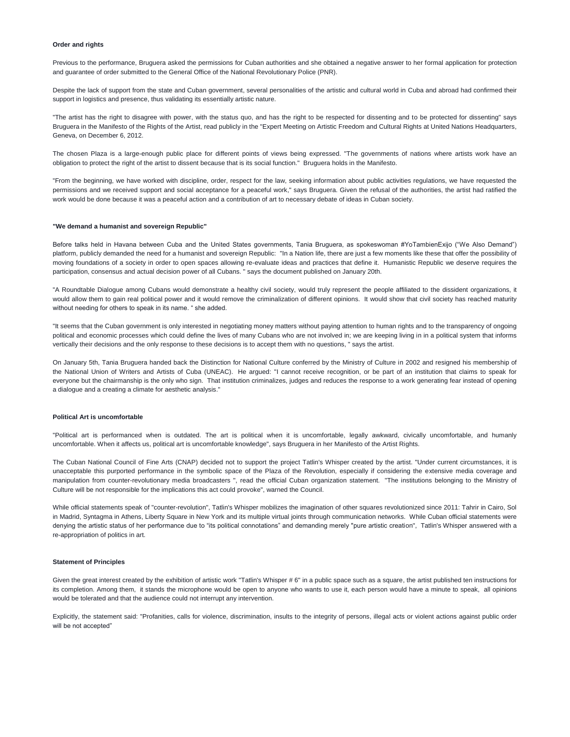**Order and rights**

Previous to the performance, Bruguera asked the permissions for Cuban authorities and she obtained a negative answer to her formal application for protection and guarantee of order submitted to the General Office of the National Revolutionary Police (PNR).

Despite the lack of support from the state and Cuban government, several personalities of the artistic and cultural world in Cuba and abroad had confirmed their support in logistics and presence, thus validating its essentially artistic nature.

"The artist has the right to disagree with power, with the status quo, and has the right to be respected for dissenting and to be protected for dissenting" says Bruguera in the Manifesto of the Rights of the Artist, read publicly in the "Expert Meeting on Artistic Freedom and Cultural Rights at United Nations Headquarters, Geneva, on December 6, 2012.

The chosen Plaza is a large-enough public place for different points of views being expressed. "The governments of nations where artists work have an obligation to protect the right of the artist to dissent because that is its social function." Bruguera holds in the Manifesto.

"From the beginning, we have worked with discipline, order, respect for the law, seeking information about public activities regulations, we have requested the permissions and we received support and social acceptance for a peaceful work," says Bruguera. Given the refusal of the authorities, the artist had ratified the work would be done because it was a peaceful action and a contribution of art to necessary debate of ideas in Cuban society.

**"We demand a humanist and sovereign Republic"**

Before talks held in Havana between Cuba and the United States governments, Tania Bruguera, as spokeswoman #YoTambienExijo ("We Also Demand") platform, publicly demanded the need for a humanist and sovereign Republic: "In a Nation life, there are just a few moments like these that offer the possibility of moving foundations of a society in order to open spaces allowing re-evaluate ideas and practices that define it. Humanistic Republic we deserve requires the participation, consensus and actual decision power of all Cubans. " says the document published on January 20th.

"A Roundtable Dialogue among Cubans would demonstrate a healthy civil society, would truly represent the people affiliated to the dissident organizations, it would allow them to gain real political power and it would remove the criminalization of different opinions. It would show that civil society has reached maturity without needing for others to speak in its name. " she added.

"It seems that the Cuban government is only interested in negotiating money matters without paying attention to human rights and to the transparency of ongoing political and economic processes which could define the lives of many Cubans who are not involved in; we are keeping living in in a political system that informs vertically their decisions and the only response to these decisions is to accept them with no questions, " says the artist.

On January 5th, Tania Bruguera handed back the Distinction for National Culture conferred by the Ministry of Culture in 2002 and resigned his membership of the National Union of Writers and Artists of Cuba (UNEAC). He argued: "I cannot receive recognition, or be part of an institution that claims to speak for everyone but the chairmanship is the only who sign. That institution criminalizes, judges and reduces the response to a work generating fear instead of opening a dialogue and a creating a climate for aesthetic analysis."

**Political Art is uncomfortable**

"Political art is performanced when is outdated. The art is political when it is uncomfortable, legally awkward, civically uncomfortable, and humanly uncomfortable. When it affects us, political art is uncomfortable knowledge", says Bruguera in her Manifesto of the Artist Rights.

The Cuban National Council of Fine Arts (CNAP) decided not to support the project Tatlin's Whisper created by the artist. "Under current circumstances, it is unacceptable this purported performance in the symbolic space of the Plaza of the Revolution, especially if considering the extensive media coverage and manipulation from counter-revolutionary media broadcasters ", read the official Cuban organization statement. "The institutions belonging to the Ministry of Culture will be not responsible for the implications this act could provoke", warned the Council.

While official statements speak of "counter-revolution", Tatlin's Whisper mobilizes the imagination of other squares revolutionized since 2011: Tahrir in Cairo, Sol in Madrid, Syntagma in Athens, Liberty Square in New York and its multiple virtual joints through communication networks. While Cuban official statements were denying the artistic status of her performance due to "its political connotations" and demanding merely "pure artistic creation", Tatlin's Whisper answered with a re-appropriation of politics in art.

**Statement of Principles**

Given the great interest created by the exhibition of artistic work "Tatlin's Whisper # 6" in a public space such as a square, the artist published ten instructions for its completion. Among them, it stands the microphone would be open to anyone who wants to use it, each person would have a minute to speak, all opinions would be tolerated and that the audience could not interrupt any intervention.

Explicitly, the statement said: "Profanities, calls for violence, discrimination, insults to the integrity of persons, illegal acts or violent actions against public order will be not accepted"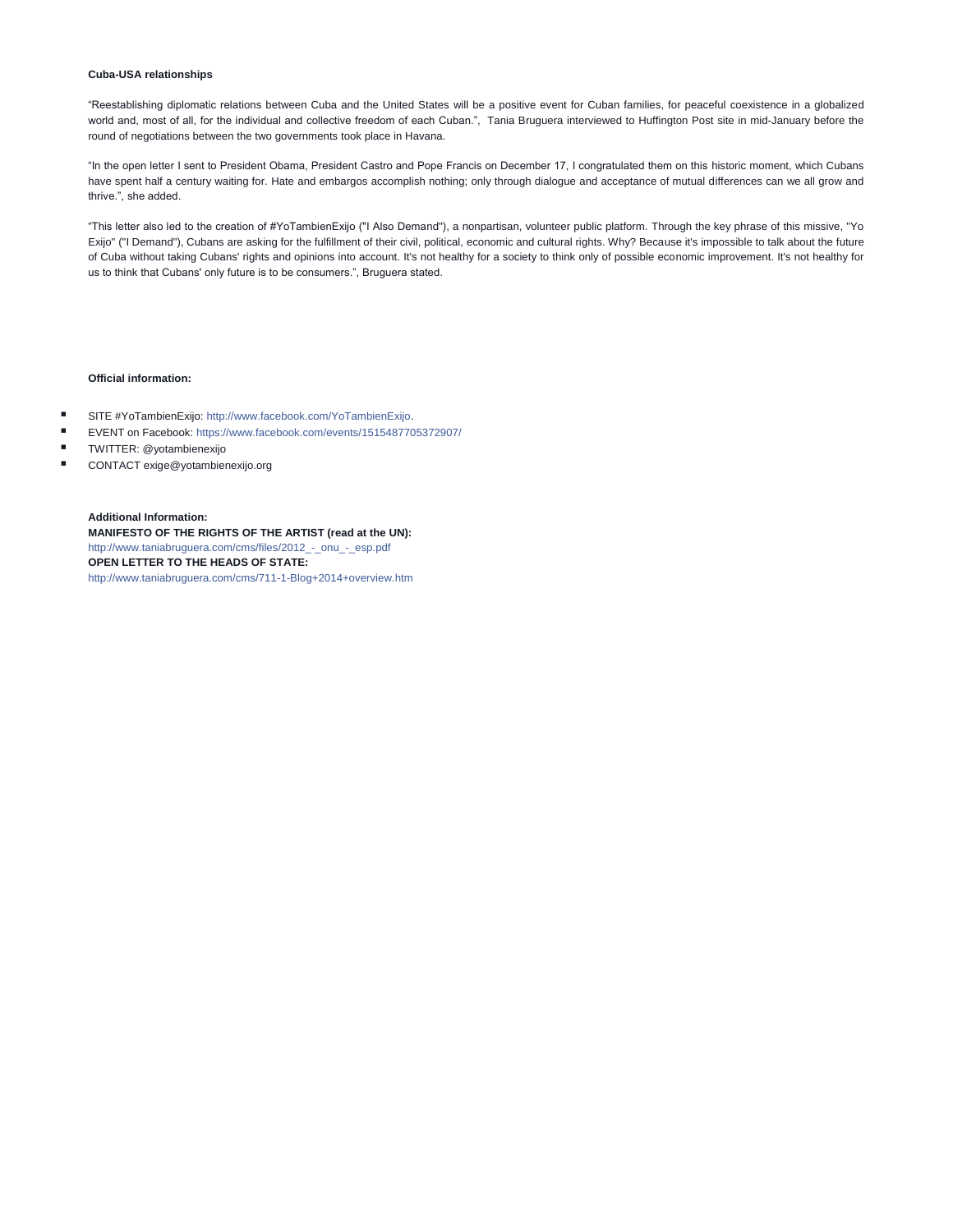**Cuba-USA relationships**

"Reestablishing diplomatic relations between Cuba and the United States will be a positive event for Cuban families, for peaceful coexistence in a globalized world and, most of all, for the individual and collective freedom of each Cuban.", Tania Bruguera interviewed to Huffington Post site in mid-January before the round of negotiations between the two governments took place in Havana.

"In the open letter I sent to President Obama, President Castro and Pope Francis on December 17, I congratulated them on this historic moment, which Cubans have spent half a century waiting for. Hate and embargos accomplish nothing; only through dialogue and acceptance of mutual differences can we all grow and thrive.", she added.

"This letter also led to the creation of #YoTambienExijo ("I Also Demand"), a nonpartisan, volunteer public platform. Through the key phrase of this missive, "Yo Exijo" ("I Demand"), Cubans are asking for the fulfillment of their civil, political, economic and cultural rights. Why? Because it's impossible to talk about the future of Cuba without taking Cubans' rights and opinions into account. It's not healthy for a society to think only of possible economic improvement. It's not healthy for us to think that Cubans' only future is to be consumers.", Bruguera stated.

**Official information:**

- SITE #YoTambienExijo: http://www.facebook.com/YoTambienExijo.
- EVENT on Facebook: https://www.facebook.com/events/1515487705372907/
- TWITTER: @yotambienexijo
- CONTACT exige@yotambienexijo.org

**Additional Information:**
**MANIFESTO OF THE RIGHTS OF THE ARTIST (read at the UN):**
http://www.taniabruguera.com/cms/files/2012_-_onu_-_esp.pdf
**OPEN LETTER TO THE HEADS OF STATE:**
http://www.taniabruguera.com/cms/711-1-Blog+2014+overview.htm